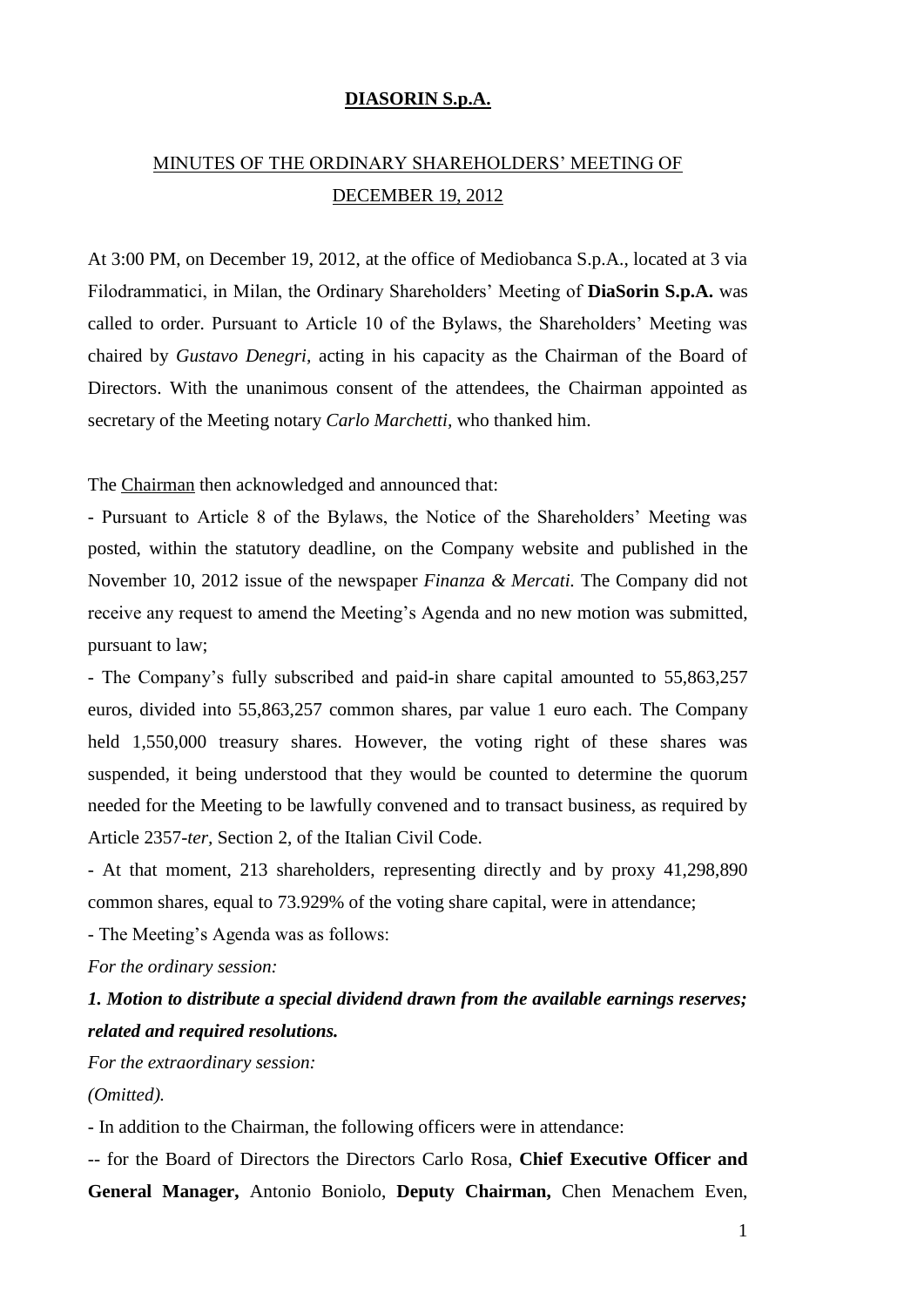**DIASORIN S.p.A.**

MINUTES OF THE ORDINARY SHAREHOLDERS' MEETING OF DECEMBER 19, 2012

At 3:00 PM, on December 19, 2012, at the office of Mediobanca S.p.A., located at 3 via Filodrammatici, in Milan, the Ordinary Shareholders' Meeting of **DiaSorin S.p.A.** was called to order. Pursuant to Article 10 of the Bylaws, the Shareholders' Meeting was chaired by *Gustavo Denegri*, acting in his capacity as the Chairman of the Board of Directors. With the unanimous consent of the attendees, the Chairman appointed as secretary of the Meeting notary *Carlo Marchetti*, who thanked him.

The Chairman then acknowledged and announced that:

- Pursuant to Article 8 of the Bylaws, the Notice of the Shareholders' Meeting was posted, within the statutory deadline, on the Company website and published in the November 10, 2012 issue of the newspaper *Finanza & Mercati.* The Company did not receive any request to amend the Meeting's Agenda and no new motion was submitted, pursuant to law;

- The Company's fully subscribed and paid-in share capital amounted to 55,863,257 euros, divided into 55,863,257 common shares, par value 1 euro each. The Company held 1,550,000 treasury shares. However, the voting right of these shares was suspended, it being understood that they would be counted to determine the quorum needed for the Meeting to be lawfully convened and to transact business, as required by Article 2357-*ter*, Section 2, of the Italian Civil Code.

- At that moment, 213 shareholders, representing directly and by proxy 41,298,890 common shares, equal to 73.929% of the voting share capital, were in attendance;

- The Meeting's Agenda was as follows:

*For the ordinary session:*

***1. Motion to distribute a special dividend drawn from the available earnings reserves; related and required resolutions.***

*For the extraordinary session:*

*(Omitted).*

- In addition to the Chairman, the following officers were in attendance:

-- for the Board of Directors the Directors Carlo Rosa, **Chief Executive Officer and General Manager,** Antonio Boniolo, **Deputy Chairman,** Chen Menachem Even,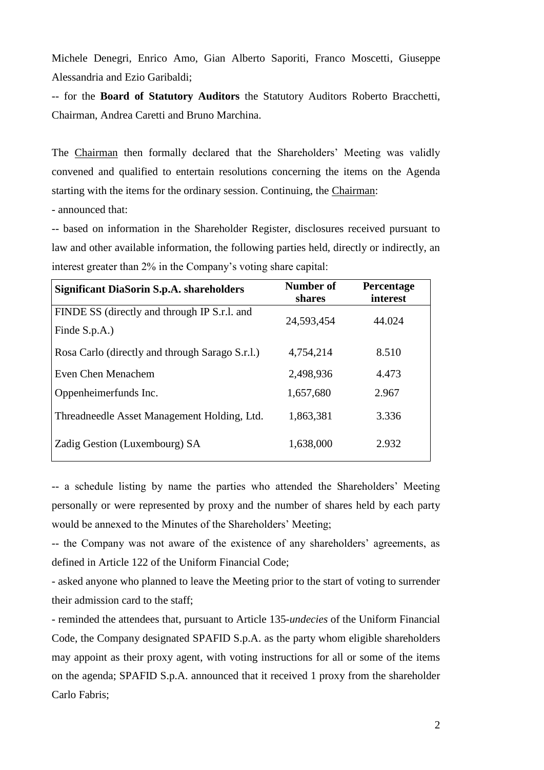Michele Denegri, Enrico Amo, Gian Alberto Saporiti, Franco Moscetti, Giuseppe Alessandria and Ezio Garibaldi;

-- for the **Board of Statutory Auditors** the Statutory Auditors Roberto Bracchetti, Chairman, Andrea Caretti and Bruno Marchina.

The Chairman then formally declared that the Shareholders' Meeting was validly convened and qualified to entertain resolutions concerning the items on the Agenda starting with the items for the ordinary session. Continuing, the Chairman:

- announced that:

-- based on information in the Shareholder Register, disclosures received pursuant to law and other available information, the following parties held, directly or indirectly, an interest greater than 2% in the Company's voting share capital:

| Significant DiaSorin S.p.A. shareholders | Number of shares | Percentage interest |
|---|---|---|
| FINDE SS (directly and through IP S.r.l. and Finde S.p.A.) | 24,593,454 | 44.024 |
| Rosa Carlo (directly and through Sarago S.r.l.) | 4,754,214 | 8.510 |
| Even Chen Menachem | 2,498,936 | 4.473 |
| Oppenheimerfunds Inc. | 1,657,680 | 2.967 |
| Threadneedle Asset Management Holding, Ltd. | 1,863,381 | 3.336 |
| Zadig Gestion (Luxembourg) SA | 1,638,000 | 2.932 |

-- a schedule listing by name the parties who attended the Shareholders' Meeting personally or were represented by proxy and the number of shares held by each party would be annexed to the Minutes of the Shareholders' Meeting;

-- the Company was not aware of the existence of any shareholders' agreements, as defined in Article 122 of the Uniform Financial Code;

- asked anyone who planned to leave the Meeting prior to the start of voting to surrender their admission card to the staff;

- reminded the attendees that, pursuant to Article 135-*undecies* of the Uniform Financial Code, the Company designated SPAFID S.p.A. as the party whom eligible shareholders may appoint as their proxy agent, with voting instructions for all or some of the items on the agenda; SPAFID S.p.A. announced that it received 1 proxy from the shareholder Carlo Fabris;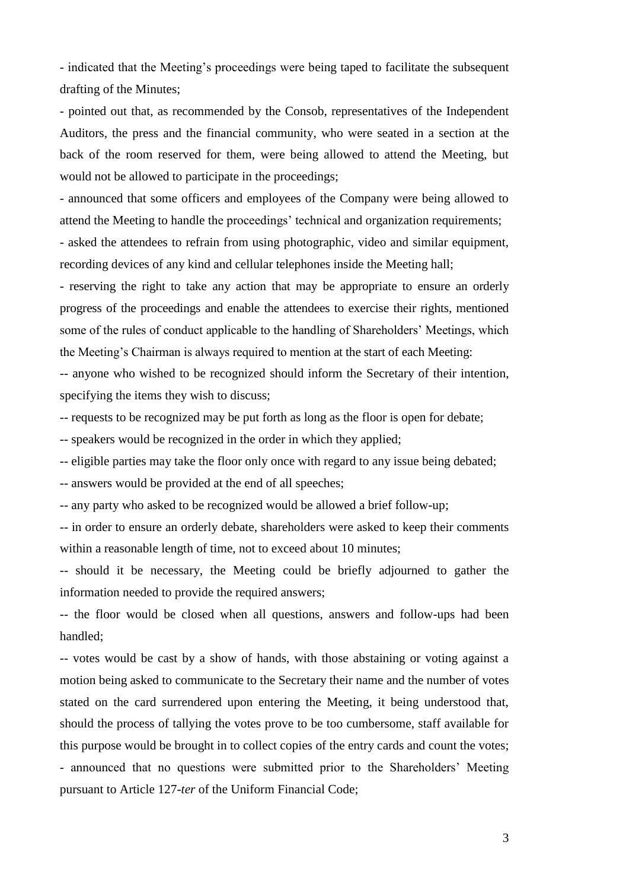- indicated that the Meeting's proceedings were being taped to facilitate the subsequent drafting of the Minutes;

- pointed out that, as recommended by the Consob, representatives of the Independent Auditors, the press and the financial community, who were seated in a section at the back of the room reserved for them, were being allowed to attend the Meeting, but would not be allowed to participate in the proceedings;

- announced that some officers and employees of the Company were being allowed to attend the Meeting to handle the proceedings' technical and organization requirements;

- asked the attendees to refrain from using photographic, video and similar equipment, recording devices of any kind and cellular telephones inside the Meeting hall;

- reserving the right to take any action that may be appropriate to ensure an orderly progress of the proceedings and enable the attendees to exercise their rights, mentioned some of the rules of conduct applicable to the handling of Shareholders' Meetings, which the Meeting's Chairman is always required to mention at the start of each Meeting:

-- anyone who wished to be recognized should inform the Secretary of their intention, specifying the items they wish to discuss;

-- requests to be recognized may be put forth as long as the floor is open for debate;

-- speakers would be recognized in the order in which they applied;

-- eligible parties may take the floor only once with regard to any issue being debated;

-- answers would be provided at the end of all speeches;

-- any party who asked to be recognized would be allowed a brief follow-up;

-- in order to ensure an orderly debate, shareholders were asked to keep their comments within a reasonable length of time, not to exceed about 10 minutes;

-- should it be necessary, the Meeting could be briefly adjourned to gather the information needed to provide the required answers;

-- the floor would be closed when all questions, answers and follow-ups had been handled;

-- votes would be cast by a show of hands, with those abstaining or voting against a motion being asked to communicate to the Secretary their name and the number of votes stated on the card surrendered upon entering the Meeting, it being understood that, should the process of tallying the votes prove to be too cumbersome, staff available for this purpose would be brought in to collect copies of the entry cards and count the votes;

- announced that no questions were submitted prior to the Shareholders' Meeting pursuant to Article 127-*ter* of the Uniform Financial Code;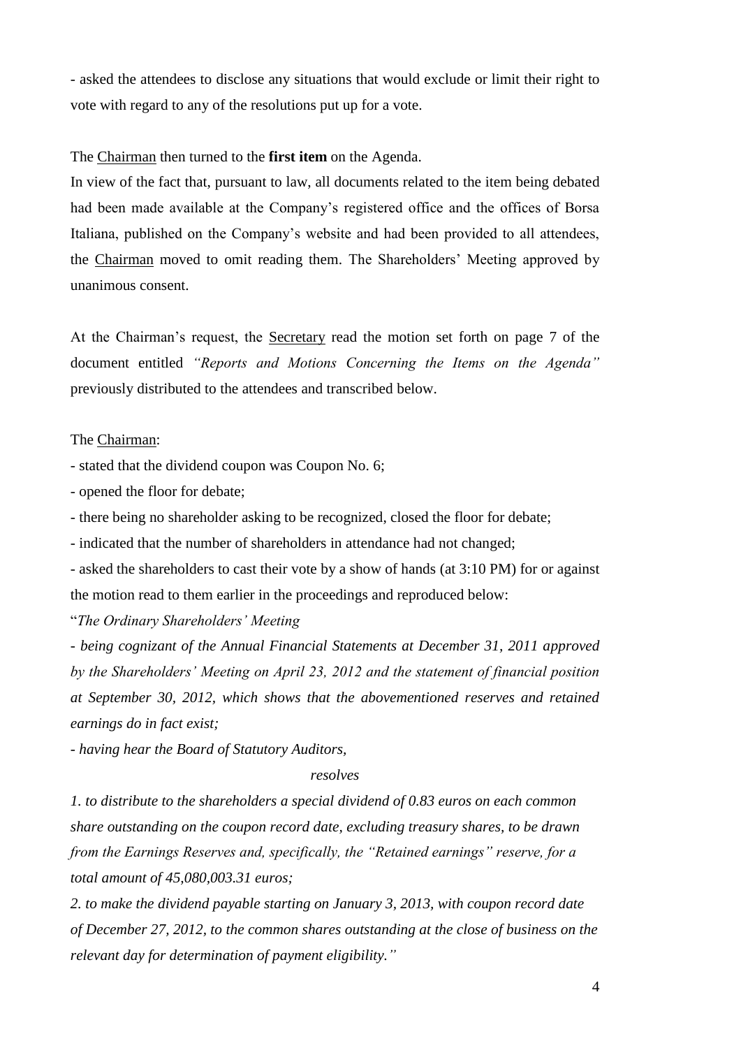- asked the attendees to disclose any situations that would exclude or limit their right to vote with regard to any of the resolutions put up for a vote.

The Chairman then turned to the **first item** on the Agenda.

In view of the fact that, pursuant to law, all documents related to the item being debated had been made available at the Company's registered office and the offices of Borsa Italiana, published on the Company's website and had been provided to all attendees, the Chairman moved to omit reading them. The Shareholders' Meeting approved by unanimous consent.

At the Chairman's request, the Secretary read the motion set forth on page 7 of the document entitled *"Reports and Motions Concerning the Items on the Agenda"* previously distributed to the attendees and transcribed below.

The Chairman:

- stated that the dividend coupon was Coupon No. 6;
- opened the floor for debate;
- there being no shareholder asking to be recognized, closed the floor for debate;
- indicated that the number of shareholders in attendance had not changed;
- asked the shareholders to cast their vote by a show of hands (at 3:10 PM) for or against the motion read to them earlier in the proceedings and reproduced below:

"*The Ordinary Shareholders' Meeting*

*- being cognizant of the Annual Financial Statements at December 31, 2011 approved by the Shareholders' Meeting on April 23, 2012 and the statement of financial position at September 30, 2012, which shows that the abovementioned reserves and retained earnings do in fact exist;*

*- having hear the Board of Statutory Auditors,*

*resolves*

*1. to distribute to the shareholders a special dividend of 0.83 euros on each common share outstanding on the coupon record date, excluding treasury shares, to be drawn from the Earnings Reserves and, specifically, the "Retained earnings" reserve, for a total amount of 45,080,003.31 euros;*

*2. to make the dividend payable starting on January 3, 2013, with coupon record date of December 27, 2012, to the common shares outstanding at the close of business on the relevant day for determination of payment eligibility."*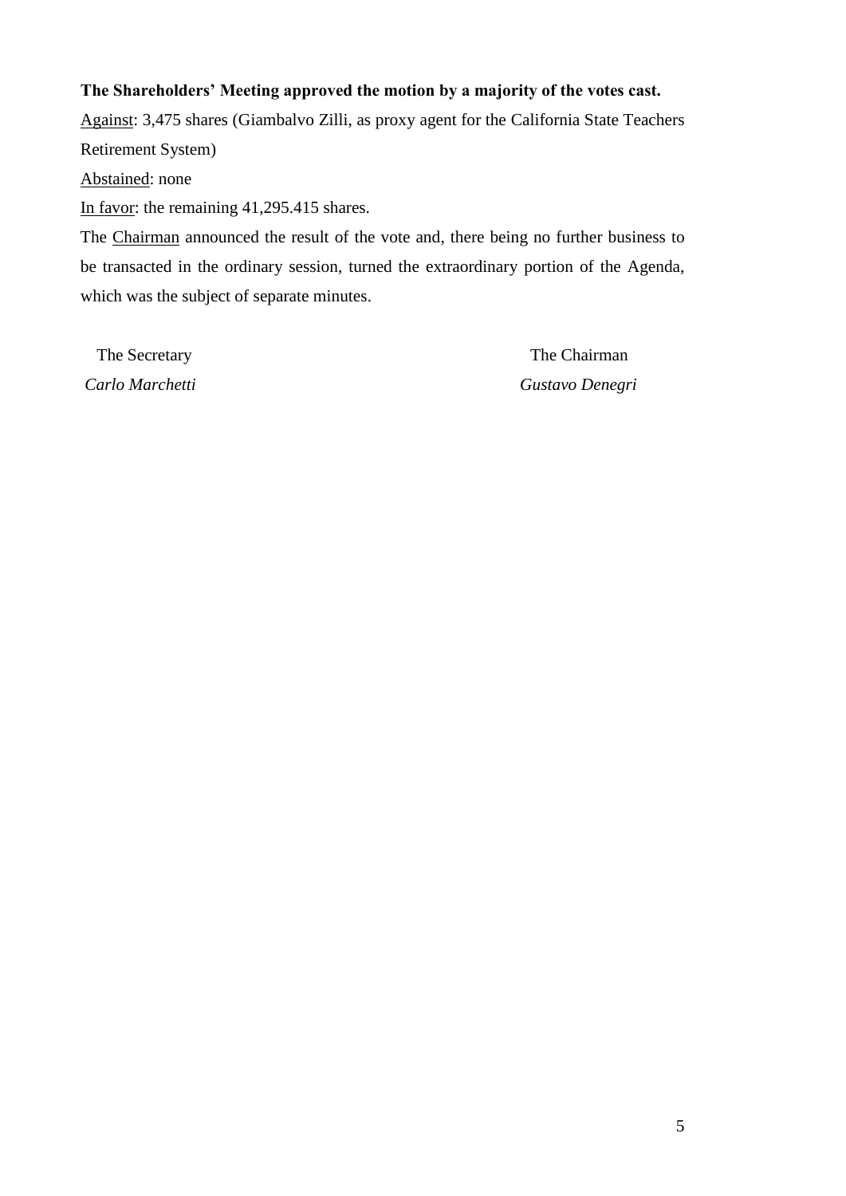**The Shareholders' Meeting approved the motion by a majority of the votes cast.**

Against: 3,475 shares (Giambalvo Zilli, as proxy agent for the California State Teachers Retirement System)

Abstained: none

In favor: the remaining 41,295.415 shares.

The Chairman announced the result of the vote and, there being no further business to be transacted in the ordinary session, turned the extraordinary portion of the Agenda, which was the subject of separate minutes.

| The Secretary | The Chairman |
|---|---|
| *Carlo Marchetti* | *Gustavo Denegri* |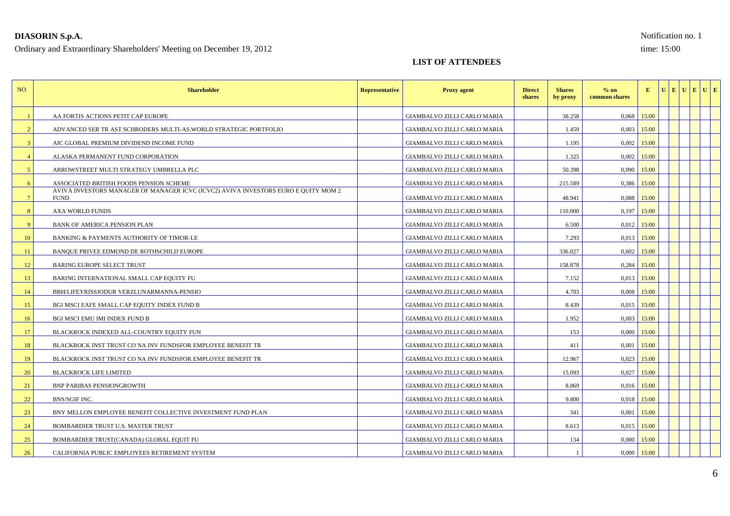**DIASORIN S.p.A.**

Ordinary and Extraordinary Shareholders' Meeting on December 19, 2012

Notification no. 1

time: 15:00

## LIST OF ATTENDEES

| NO. | Shareholder | Representative | Proxy agent | Direct shares | Shares by proxy | % on common shares | E | U | E | U | E | U | E |
|---|---|---|---|---|---|---|---|---|---|---|---|---|---|
| 1 | AA FORTIS ACTIONS PETIT CAP EUROPE | | GIAMBALVO ZILLI CARLO MARIA | | 38.258 | 0,068 | 15:00 | | | | | | |
| 2 | ADVANCED SER TR AST SCHRODERS MULTI-AS.WORLD STRATEGIC PORTFOLIO | | GIAMBALVO ZILLI CARLO MARIA | | 1.459 | 0,003 | 15:00 | | | | | | |
| 3 | AIC GLOBAL PREMIUM DIVIDEND INCOME FUND | | GIAMBALVO ZILLI CARLO MARIA | | 1.195 | 0,002 | 15:00 | | | | | | |
| 4 | ALASKA PERMANENT FUND CORPORATION | | GIAMBALVO ZILLI CARLO MARIA | | 1.325 | 0,002 | 15:00 | | | | | | |
| 5 | ARROWSTREET MULTI STRATEGY UMBRELLA PLC | | GIAMBALVO ZILLI CARLO MARIA | | 50.398 | 0,090 | 15:00 | | | | | | |
| 6 | ASSOCIATED BRITISH FOODS PENSION SCHEME | | GIAMBALVO ZILLI CARLO MARIA | | 215.589 | 0,386 | 15:00 | | | | | | |
| 7 | AVIVA INVESTORS MANAGER OF MANAGER ICVC (ICVC2) AVIVA INVESTORS EURO E QUITY MOM 2 FUND | | GIAMBALVO ZILLI CARLO MARIA | | 48.941 | 0,088 | 15:00 | | | | | | |
| 8 | AXA WORLD FUNDS | | GIAMBALVO ZILLI CARLO MARIA | | 110.000 | 0,197 | 15:00 | | | | | | |
| 9 | BANK OF AMERICA PENSION PLAN | | GIAMBALVO ZILLI CARLO MARIA | | 6.500 | 0,012 | 15:00 | | | | | | |
| 10 | BANKING & PAYMENTS AUTHORITY OF TIMOR-LE | | GIAMBALVO ZILLI CARLO MARIA | | 7.293 | 0,013 | 15:00 | | | | | | |
| 11 | BANQUE PRIVEE EDMOND DE ROTHSCHILD EUROPE | | GIAMBALVO ZILLI CARLO MARIA | | 336.027 | 0,602 | 15:00 | | | | | | |
| 12 | BARING EUROPE SELECT TRUST | | GIAMBALVO ZILLI CARLO MARIA | | 158.878 | 0,284 | 15:00 | | | | | | |
| 13 | BARING INTERNATIONAL SMALL CAP EQUITY FU | | GIAMBALVO ZILLI CARLO MARIA | | 7.152 | 0,013 | 15:00 | | | | | | |
| 14 | BBH/LIFEYRISSJODUR VERZLUNARMANNA-PENSIO | | GIAMBALVO ZILLI CARLO MARIA | | 4.703 | 0,008 | 15:00 | | | | | | |
| 15 | BGI MSCI EAFE SMALL CAP EQUITY INDEX FUND B | | GIAMBALVO ZILLI CARLO MARIA | | 8.439 | 0,015 | 15:00 | | | | | | |
| 16 | BGI MSCI EMU IMI INDEX FUND B | | GIAMBALVO ZILLI CARLO MARIA | | 1.952 | 0,003 | 15:00 | | | | | | |
| 17 | BLACKROCK INDEXED ALL-COUNTRY EQUITY FUN | | GIAMBALVO ZILLI CARLO MARIA | | 153 | 0,000 | 15:00 | | | | | | |
| 18 | BLACKROCK INST TRUST CO NA INV FUNDSFOR EMPLOYEE BENEFIT TR | | GIAMBALVO ZILLI CARLO MARIA | | 411 | 0,001 | 15:00 | | | | | | |
| 19 | BLACKROCK INST TRUST CO NA INV FUNDSFOR EMPLOYEE BENEFIT TR | | GIAMBALVO ZILLI CARLO MARIA | | 12.967 | 0,023 | 15:00 | | | | | | |
| 20 | BLACKROCK LIFE LIMITED | | GIAMBALVO ZILLI CARLO MARIA | | 15.093 | 0,027 | 15:00 | | | | | | |
| 21 | BNP PARIBAS PENSIONGROWTH | | GIAMBALVO ZILLI CARLO MARIA | | 8.869 | 0,016 | 15:00 | | | | | | |
| 22 | BNS/SGIF INC. | | GIAMBALVO ZILLI CARLO MARIA | | 9.800 | 0,018 | 15:00 | | | | | | |
| 23 | BNY MELLON EMPLOYEE BENEFIT COLLECTIVE INVESTMENT FUND PLAN | | GIAMBALVO ZILLI CARLO MARIA | | 341 | 0,001 | 15:00 | | | | | | |
| 24 | BOMBARDIER TRUST U.S. MASTER TRUST | | GIAMBALVO ZILLI CARLO MARIA | | 8.613 | 0,015 | 15:00 | | | | | | |
| 25 | BOMBARDIER TRUST(CANADA) GLOBAL EQUIT FU | | GIAMBALVO ZILLI CARLO MARIA | | 134 | 0,000 | 15:00 | | | | | | |
| 26 | CALIFORNIA PUBLIC EMPLOYEES RETIREMENT SYSTEM | | GIAMBALVO ZILLI CARLO MARIA | | 1 | 0,000 | 15:00 | | | | | | |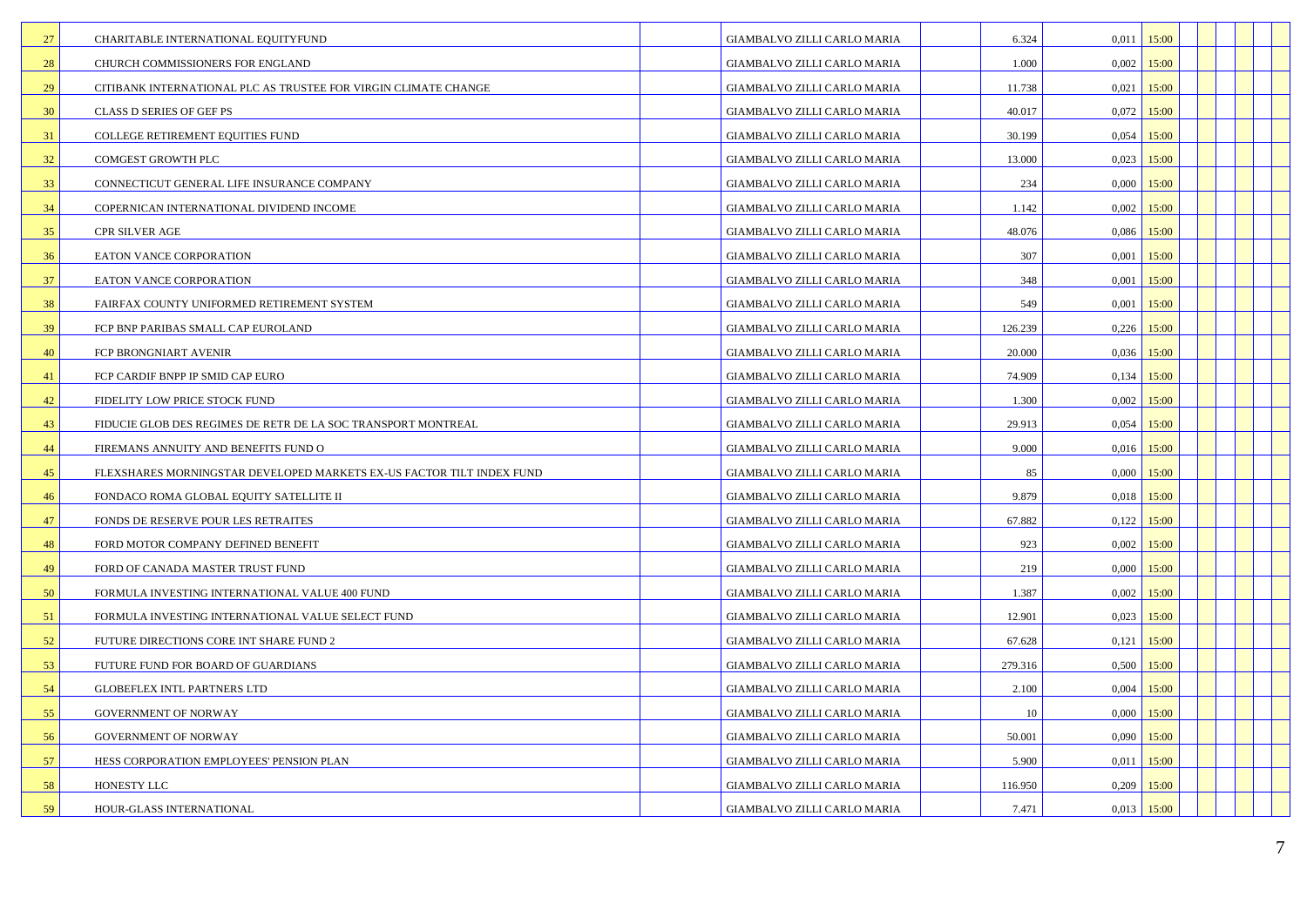| | | | | | | | | | | | | |
|---|---|---|---|---|---|---|---|---|---|---|---|---|
| 27 | CHARITABLE INTERNATIONAL EQUITYFUND | | GIAMBALVO ZILLI CARLO MARIA | | 6.324 | 0,011 | 15:00 | | | | | |
| 28 | CHURCH COMMISSIONERS FOR ENGLAND | | GIAMBALVO ZILLI CARLO MARIA | | 1.000 | 0,002 | 15:00 | | | | | |
| 29 | CITIBANK INTERNATIONAL PLC AS TRUSTEE FOR VIRGIN CLIMATE CHANGE | | GIAMBALVO ZILLI CARLO MARIA | | 11.738 | 0,021 | 15:00 | | | | | |
| 30 | CLASS D SERIES OF GEF PS | | GIAMBALVO ZILLI CARLO MARIA | | 40.017 | 0,072 | 15:00 | | | | | |
| 31 | COLLEGE RETIREMENT EQUITIES FUND | | GIAMBALVO ZILLI CARLO MARIA | | 30.199 | 0,054 | 15:00 | | | | | |
| 32 | COMGEST GROWTH PLC | | GIAMBALVO ZILLI CARLO MARIA | | 13.000 | 0,023 | 15:00 | | | | | |
| 33 | CONNECTICUT GENERAL LIFE INSURANCE COMPANY | | GIAMBALVO ZILLI CARLO MARIA | | 234 | 0,000 | 15:00 | | | | | |
| 34 | COPERNICAN INTERNATIONAL DIVIDEND INCOME | | GIAMBALVO ZILLI CARLO MARIA | | 1.142 | 0,002 | 15:00 | | | | | |
| 35 | CPR SILVER AGE | | GIAMBALVO ZILLI CARLO MARIA | | 48.076 | 0,086 | 15:00 | | | | | |
| 36 | EATON VANCE CORPORATION | | GIAMBALVO ZILLI CARLO MARIA | | 307 | 0,001 | 15:00 | | | | | |
| 37 | EATON VANCE CORPORATION | | GIAMBALVO ZILLI CARLO MARIA | | 348 | 0,001 | 15:00 | | | | | |
| 38 | FAIRFAX COUNTY UNIFORMED RETIREMENT SYSTEM | | GIAMBALVO ZILLI CARLO MARIA | | 549 | 0,001 | 15:00 | | | | | |
| 39 | FCP BNP PARIBAS SMALL CAP EUROLAND | | GIAMBALVO ZILLI CARLO MARIA | | 126.239 | 0,226 | 15:00 | | | | | |
| 40 | FCP BRONGNIART AVENIR | | GIAMBALVO ZILLI CARLO MARIA | | 20.000 | 0,036 | 15:00 | | | | | |
| 41 | FCP CARDIF BNPP IP SMID CAP EURO | | GIAMBALVO ZILLI CARLO MARIA | | 74.909 | 0,134 | 15:00 | | | | | |
| 42 | FIDELITY LOW PRICE STOCK FUND | | GIAMBALVO ZILLI CARLO MARIA | | 1.300 | 0,002 | 15:00 | | | | | |
| 43 | FIDUCIE GLOB DES REGIMES DE RETR DE LA SOC TRANSPORT MONTREAL | | GIAMBALVO ZILLI CARLO MARIA | | 29.913 | 0,054 | 15:00 | | | | | |
| 44 | FIREMANS ANNUITY AND BENEFITS FUND O | | GIAMBALVO ZILLI CARLO MARIA | | 9.000 | 0,016 | 15:00 | | | | | |
| 45 | FLEXSHARES MORNINGSTAR DEVELOPED MARKETS EX-US FACTOR TILT INDEX FUND | | GIAMBALVO ZILLI CARLO MARIA | | 85 | 0,000 | 15:00 | | | | | |
| 46 | FONDACO ROMA GLOBAL EQUITY SATELLITE II | | GIAMBALVO ZILLI CARLO MARIA | | 9.879 | 0,018 | 15:00 | | | | | |
| 47 | FONDS DE RESERVE POUR LES RETRAITES | | GIAMBALVO ZILLI CARLO MARIA | | 67.882 | 0,122 | 15:00 | | | | | |
| 48 | FORD MOTOR COMPANY DEFINED BENEFIT | | GIAMBALVO ZILLI CARLO MARIA | | 923 | 0,002 | 15:00 | | | | | |
| 49 | FORD OF CANADA MASTER TRUST FUND | | GIAMBALVO ZILLI CARLO MARIA | | 219 | 0,000 | 15:00 | | | | | |
| 50 | FORMULA INVESTING INTERNATIONAL VALUE 400 FUND | | GIAMBALVO ZILLI CARLO MARIA | | 1.387 | 0,002 | 15:00 | | | | | |
| 51 | FORMULA INVESTING INTERNATIONAL VALUE SELECT FUND | | GIAMBALVO ZILLI CARLO MARIA | | 12.901 | 0,023 | 15:00 | | | | | |
| 52 | FUTURE DIRECTIONS CORE INT SHARE FUND 2 | | GIAMBALVO ZILLI CARLO MARIA | | 67.628 | 0,121 | 15:00 | | | | | |
| 53 | FUTURE FUND FOR BOARD OF GUARDIANS | | GIAMBALVO ZILLI CARLO MARIA | | 279.316 | 0,500 | 15:00 | | | | | |
| 54 | GLOBEFLEX INTL PARTNERS LTD | | GIAMBALVO ZILLI CARLO MARIA | | 2.100 | 0,004 | 15:00 | | | | | |
| 55 | GOVERNMENT OF NORWAY | | GIAMBALVO ZILLI CARLO MARIA | | 10 | 0,000 | 15:00 | | | | | |
| 56 | GOVERNMENT OF NORWAY | | GIAMBALVO ZILLI CARLO MARIA | | 50.001 | 0,090 | 15:00 | | | | | |
| 57 | HESS CORPORATION EMPLOYEES' PENSION PLAN | | GIAMBALVO ZILLI CARLO MARIA | | 5.900 | 0,011 | 15:00 | | | | | |
| 58 | HONESTY LLC | | GIAMBALVO ZILLI CARLO MARIA | | 116.950 | 0,209 | 15:00 | | | | | |
| 59 | HOUR-GLASS INTERNATIONAL | | GIAMBALVO ZILLI CARLO MARIA | | 7.471 | 0,013 | 15:00 | | | | | |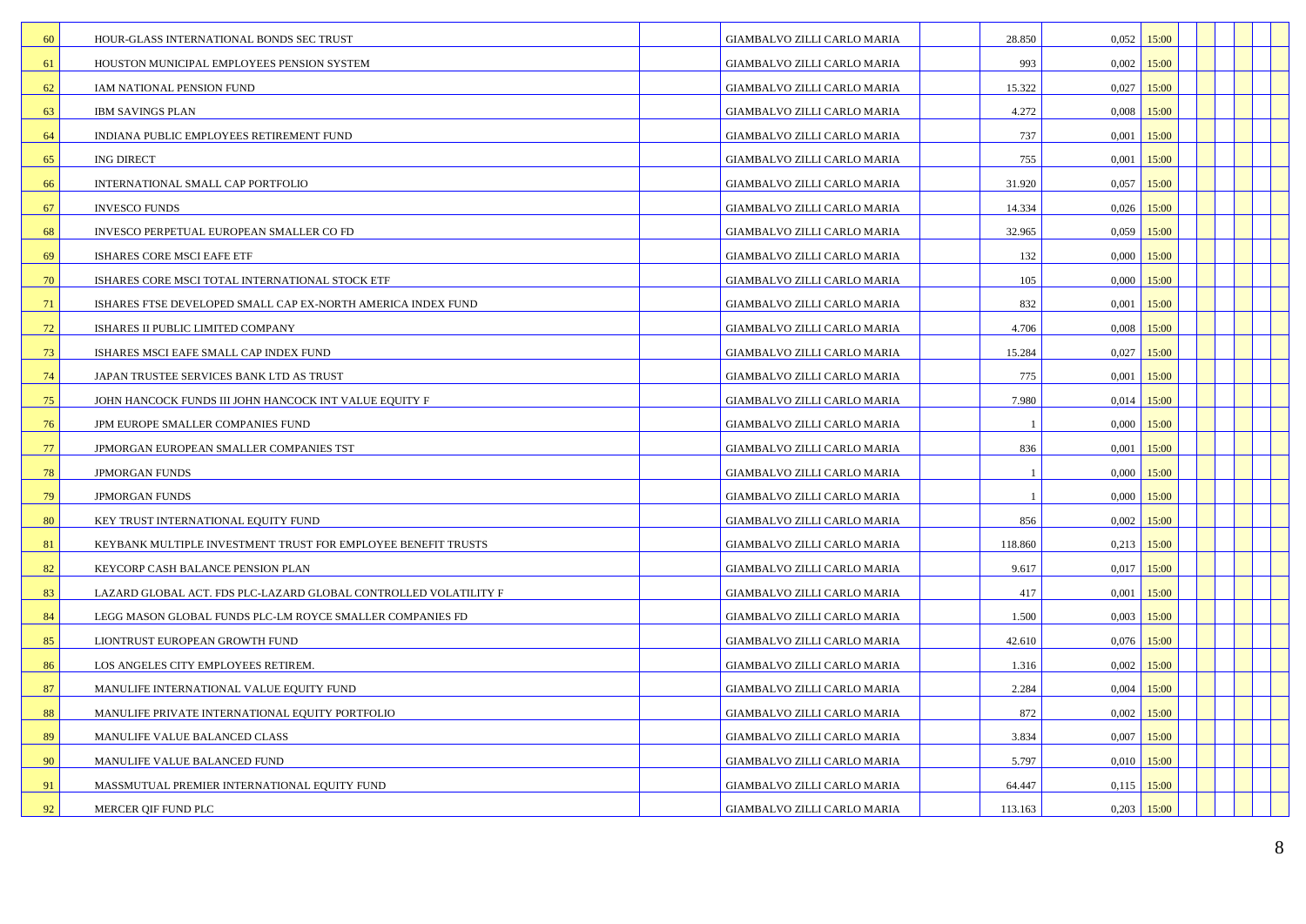| | | | | | | | | | | | | |
|---|---|---|---|---|---|---|---|---|---|---|---|---|
| 60 | HOUR-GLASS INTERNATIONAL BONDS SEC TRUST | | GIAMBALVO ZILLI CARLO MARIA | | 28.850 | 0,052 | 15:00 | | | | | |
| 61 | HOUSTON MUNICIPAL EMPLOYEES PENSION SYSTEM | | GIAMBALVO ZILLI CARLO MARIA | | 993 | 0,002 | 15:00 | | | | | |
| 62 | IAM NATIONAL PENSION FUND | | GIAMBALVO ZILLI CARLO MARIA | | 15.322 | 0,027 | 15:00 | | | | | |
| 63 | IBM SAVINGS PLAN | | GIAMBALVO ZILLI CARLO MARIA | | 4.272 | 0,008 | 15:00 | | | | | |
| 64 | INDIANA PUBLIC EMPLOYEES RETIREMENT FUND | | GIAMBALVO ZILLI CARLO MARIA | | 737 | 0,001 | 15:00 | | | | | |
| 65 | ING DIRECT | | GIAMBALVO ZILLI CARLO MARIA | | 755 | 0,001 | 15:00 | | | | | |
| 66 | INTERNATIONAL SMALL CAP PORTFOLIO | | GIAMBALVO ZILLI CARLO MARIA | | 31.920 | 0,057 | 15:00 | | | | | |
| 67 | INVESCO FUNDS | | GIAMBALVO ZILLI CARLO MARIA | | 14.334 | 0,026 | 15:00 | | | | | |
| 68 | INVESCO PERPETUAL EUROPEAN SMALLER CO FD | | GIAMBALVO ZILLI CARLO MARIA | | 32.965 | 0,059 | 15:00 | | | | | |
| 69 | ISHARES CORE MSCI EAFE ETF | | GIAMBALVO ZILLI CARLO MARIA | | 132 | 0,000 | 15:00 | | | | | |
| 70 | ISHARES CORE MSCI TOTAL INTERNATIONAL STOCK ETF | | GIAMBALVO ZILLI CARLO MARIA | | 105 | 0,000 | 15:00 | | | | | |
| 71 | ISHARES FTSE DEVELOPED SMALL CAP EX-NORTH AMERICA INDEX FUND | | GIAMBALVO ZILLI CARLO MARIA | | 832 | 0,001 | 15:00 | | | | | |
| 72 | ISHARES II PUBLIC LIMITED COMPANY | | GIAMBALVO ZILLI CARLO MARIA | | 4.706 | 0,008 | 15:00 | | | | | |
| 73 | ISHARES MSCI EAFE SMALL CAP INDEX FUND | | GIAMBALVO ZILLI CARLO MARIA | | 15.284 | 0,027 | 15:00 | | | | | |
| 74 | JAPAN TRUSTEE SERVICES BANK LTD AS TRUST | | GIAMBALVO ZILLI CARLO MARIA | | 775 | 0,001 | 15:00 | | | | | |
| 75 | JOHN HANCOCK FUNDS III JOHN HANCOCK INT VALUE EQUITY F | | GIAMBALVO ZILLI CARLO MARIA | | 7.980 | 0,014 | 15:00 | | | | | |
| 76 | JPM EUROPE SMALLER COMPANIES FUND | | GIAMBALVO ZILLI CARLO MARIA | | 1 | 0,000 | 15:00 | | | | | |
| 77 | JPMORGAN EUROPEAN SMALLER COMPANIES TST | | GIAMBALVO ZILLI CARLO MARIA | | 836 | 0,001 | 15:00 | | | | | |
| 78 | JPMORGAN FUNDS | | GIAMBALVO ZILLI CARLO MARIA | | 1 | 0,000 | 15:00 | | | | | |
| 79 | JPMORGAN FUNDS | | GIAMBALVO ZILLI CARLO MARIA | | 1 | 0,000 | 15:00 | | | | | |
| 80 | KEY TRUST INTERNATIONAL EQUITY FUND | | GIAMBALVO ZILLI CARLO MARIA | | 856 | 0,002 | 15:00 | | | | | |
| 81 | KEYBANK MULTIPLE INVESTMENT TRUST FOR EMPLOYEE BENEFIT TRUSTS | | GIAMBALVO ZILLI CARLO MARIA | | 118.860 | 0,213 | 15:00 | | | | | |
| 82 | KEYCORP CASH BALANCE PENSION PLAN | | GIAMBALVO ZILLI CARLO MARIA | | 9.617 | 0,017 | 15:00 | | | | | |
| 83 | LAZARD GLOBAL ACT. FDS PLC-LAZARD GLOBAL CONTROLLED VOLATILITY F | | GIAMBALVO ZILLI CARLO MARIA | | 417 | 0,001 | 15:00 | | | | | |
| 84 | LEGG MASON GLOBAL FUNDS PLC-LM ROYCE SMALLER COMPANIES FD | | GIAMBALVO ZILLI CARLO MARIA | | 1.500 | 0,003 | 15:00 | | | | | |
| 85 | LIONTRUST EUROPEAN GROWTH FUND | | GIAMBALVO ZILLI CARLO MARIA | | 42.610 | 0,076 | 15:00 | | | | | |
| 86 | LOS ANGELES CITY EMPLOYEES RETIREM. | | GIAMBALVO ZILLI CARLO MARIA | | 1.316 | 0,002 | 15:00 | | | | | |
| 87 | MANULIFE INTERNATIONAL VALUE EQUITY FUND | | GIAMBALVO ZILLI CARLO MARIA | | 2.284 | 0,004 | 15:00 | | | | | |
| 88 | MANULIFE PRIVATE INTERNATIONAL EQUITY PORTFOLIO | | GIAMBALVO ZILLI CARLO MARIA | | 872 | 0,002 | 15:00 | | | | | |
| 89 | MANULIFE VALUE BALANCED CLASS | | GIAMBALVO ZILLI CARLO MARIA | | 3.834 | 0,007 | 15:00 | | | | | |
| 90 | MANULIFE VALUE BALANCED FUND | | GIAMBALVO ZILLI CARLO MARIA | | 5.797 | 0,010 | 15:00 | | | | | |
| 91 | MASSMUTUAL PREMIER INTERNATIONAL EQUITY FUND | | GIAMBALVO ZILLI CARLO MARIA | | 64.447 | 0,115 | 15:00 | | | | | |
| 92 | MERCER QIF FUND PLC | | GIAMBALVO ZILLI CARLO MARIA | | 113.163 | 0,203 | 15:00 | | | | | |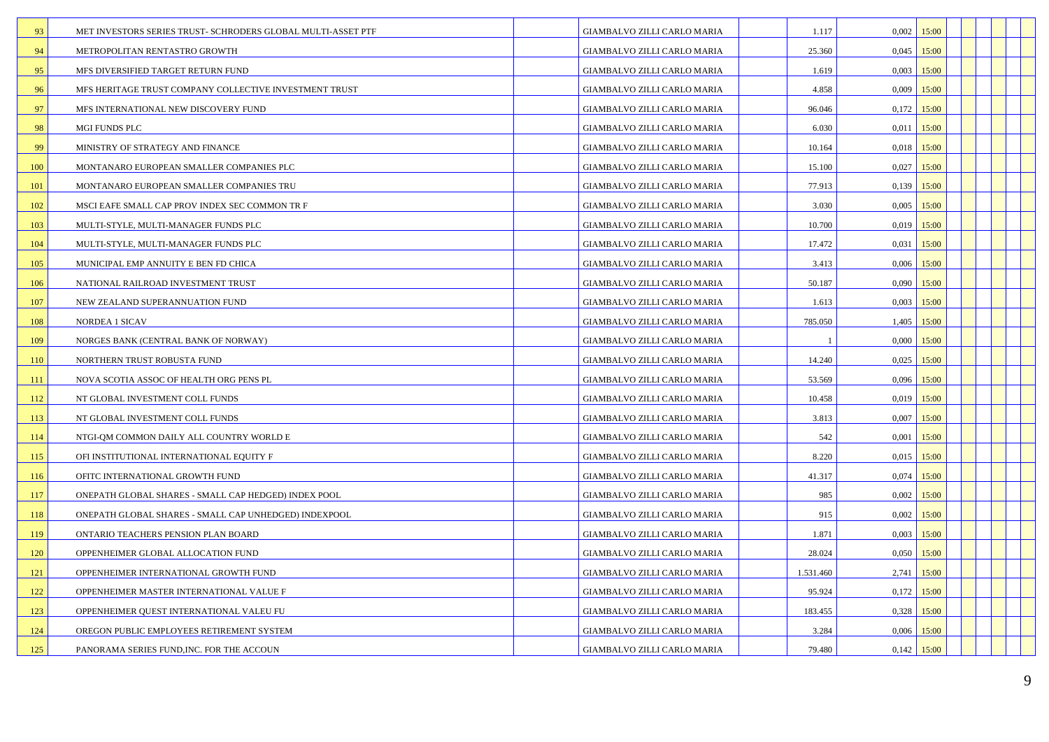| | | | | | | | | | | | |
|---|---|---|---|---|---|---|---|---|---|---|---|
| 93 | MET INVESTORS SERIES TRUST- SCHRODERS GLOBAL MULTI-ASSET PTF | | GIAMBALVO ZILLI CARLO MARIA | 1.117 | 0,002 | 15:00 | | | | | |
| 94 | METROPOLITAN RENTASTRO GROWTH | | GIAMBALVO ZILLI CARLO MARIA | 25.360 | 0,045 | 15:00 | | | | | |
| 95 | MFS DIVERSIFIED TARGET RETURN FUND | | GIAMBALVO ZILLI CARLO MARIA | 1.619 | 0,003 | 15:00 | | | | | |
| 96 | MFS HERITAGE TRUST COMPANY COLLECTIVE INVESTMENT TRUST | | GIAMBALVO ZILLI CARLO MARIA | 4.858 | 0,009 | 15:00 | | | | | |
| 97 | MFS INTERNATIONAL NEW DISCOVERY FUND | | GIAMBALVO ZILLI CARLO MARIA | 96.046 | 0,172 | 15:00 | | | | | |
| 98 | MGI FUNDS PLC | | GIAMBALVO ZILLI CARLO MARIA | 6.030 | 0,011 | 15:00 | | | | | |
| 99 | MINISTRY OF STRATEGY AND FINANCE | | GIAMBALVO ZILLI CARLO MARIA | 10.164 | 0,018 | 15:00 | | | | | |
| 100 | MONTANARO EUROPEAN SMALLER COMPANIES PLC | | GIAMBALVO ZILLI CARLO MARIA | 15.100 | 0,027 | 15:00 | | | | | |
| 101 | MONTANARO EUROPEAN SMALLER COMPANIES TRU | | GIAMBALVO ZILLI CARLO MARIA | 77.913 | 0,139 | 15:00 | | | | | |
| 102 | MSCI EAFE SMALL CAP PROV INDEX SEC COMMON TR F | | GIAMBALVO ZILLI CARLO MARIA | 3.030 | 0,005 | 15:00 | | | | | |
| 103 | MULTI-STYLE, MULTI-MANAGER FUNDS PLC | | GIAMBALVO ZILLI CARLO MARIA | 10.700 | 0,019 | 15:00 | | | | | |
| 104 | MULTI-STYLE, MULTI-MANAGER FUNDS PLC | | GIAMBALVO ZILLI CARLO MARIA | 17.472 | 0,031 | 15:00 | | | | | |
| 105 | MUNICIPAL EMP ANNUITY E BEN FD CHICA | | GIAMBALVO ZILLI CARLO MARIA | 3.413 | 0,006 | 15:00 | | | | | |
| 106 | NATIONAL RAILROAD INVESTMENT TRUST | | GIAMBALVO ZILLI CARLO MARIA | 50.187 | 0,090 | 15:00 | | | | | |
| 107 | NEW ZEALAND SUPERANNUATION FUND | | GIAMBALVO ZILLI CARLO MARIA | 1.613 | 0,003 | 15:00 | | | | | |
| 108 | NORDEA 1 SICAV | | GIAMBALVO ZILLI CARLO MARIA | 785.050 | 1,405 | 15:00 | | | | | |
| 109 | NORGES BANK (CENTRAL BANK OF NORWAY) | | GIAMBALVO ZILLI CARLO MARIA | 1 | 0,000 | 15:00 | | | | | |
| 110 | NORTHERN TRUST ROBUSTA FUND | | GIAMBALVO ZILLI CARLO MARIA | 14.240 | 0,025 | 15:00 | | | | | |
| 111 | NOVA SCOTIA ASSOC OF HEALTH ORG PENS PL | | GIAMBALVO ZILLI CARLO MARIA | 53.569 | 0,096 | 15:00 | | | | | |
| 112 | NT GLOBAL INVESTMENT COLL FUNDS | | GIAMBALVO ZILLI CARLO MARIA | 10.458 | 0,019 | 15:00 | | | | | |
| 113 | NT GLOBAL INVESTMENT COLL FUNDS | | GIAMBALVO ZILLI CARLO MARIA | 3.813 | 0,007 | 15:00 | | | | | |
| 114 | NTGI-QM COMMON DAILY ALL COUNTRY WORLD E | | GIAMBALVO ZILLI CARLO MARIA | 542 | 0,001 | 15:00 | | | | | |
| 115 | OFI INSTITUTIONAL INTERNATIONAL EQUITY F | | GIAMBALVO ZILLI CARLO MARIA | 8.220 | 0,015 | 15:00 | | | | | |
| 116 | OFITC INTERNATIONAL GROWTH FUND | | GIAMBALVO ZILLI CARLO MARIA | 41.317 | 0,074 | 15:00 | | | | | |
| 117 | ONEPATH GLOBAL SHARES - SMALL CAP HEDGED) INDEX POOL | | GIAMBALVO ZILLI CARLO MARIA | 985 | 0,002 | 15:00 | | | | | |
| 118 | ONEPATH GLOBAL SHARES - SMALL CAP UNHEDGED) INDEXPOOL | | GIAMBALVO ZILLI CARLO MARIA | 915 | 0,002 | 15:00 | | | | | |
| 119 | ONTARIO TEACHERS PENSION PLAN BOARD | | GIAMBALVO ZILLI CARLO MARIA | 1.871 | 0,003 | 15:00 | | | | | |
| 120 | OPPENHEIMER GLOBAL ALLOCATION FUND | | GIAMBALVO ZILLI CARLO MARIA | 28.024 | 0,050 | 15:00 | | | | | |
| 121 | OPPENHEIMER INTERNATIONAL GROWTH FUND | | GIAMBALVO ZILLI CARLO MARIA | 1.531.460 | 2,741 | 15:00 | | | | | |
| 122 | OPPENHEIMER MASTER INTERNATIONAL VALUE F | | GIAMBALVO ZILLI CARLO MARIA | 95.924 | 0,172 | 15:00 | | | | | |
| 123 | OPPENHEIMER QUEST INTERNATIONAL VALEU FU | | GIAMBALVO ZILLI CARLO MARIA | 183.455 | 0,328 | 15:00 | | | | | |
| 124 | OREGON PUBLIC EMPLOYEES RETIREMENT SYSTEM | | GIAMBALVO ZILLI CARLO MARIA | 3.284 | 0,006 | 15:00 | | | | | |
| 125 | PANORAMA SERIES FUND,INC. FOR THE ACCOUN | | GIAMBALVO ZILLI CARLO MARIA | 79.480 | 0,142 | 15:00 | | | | | |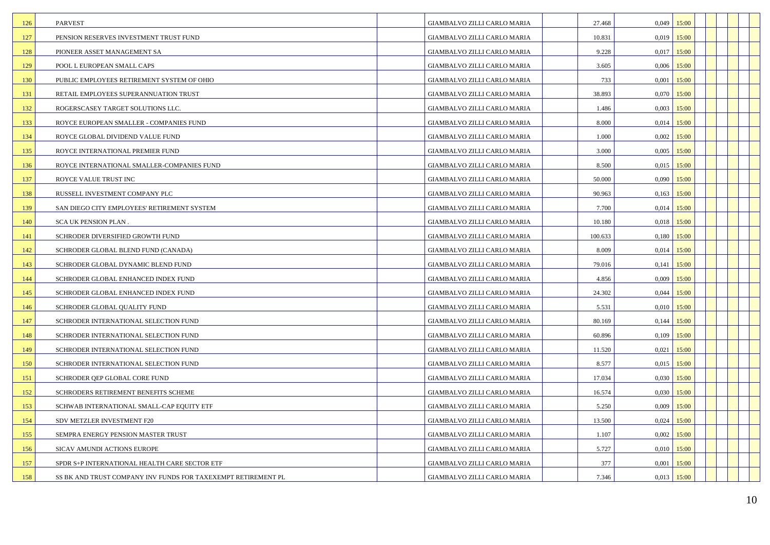| | | | | | | | | | | | | |
|---|---|---|---|---|---|---|---|---|---|---|---|---|
| 126 | PARVEST | | GIAMBALVO ZILLI CARLO MARIA | | 27.468 | 0,049 | 15:00 | | | | | |
| 127 | PENSION RESERVES INVESTMENT TRUST FUND | | GIAMBALVO ZILLI CARLO MARIA | | 10.831 | 0,019 | 15:00 | | | | | |
| 128 | PIONEER ASSET MANAGEMENT SA | | GIAMBALVO ZILLI CARLO MARIA | | 9.228 | 0,017 | 15:00 | | | | | |
| 129 | POOL L EUROPEAN SMALL CAPS | | GIAMBALVO ZILLI CARLO MARIA | | 3.605 | 0,006 | 15:00 | | | | | |
| 130 | PUBLIC EMPLOYEES RETIREMENT SYSTEM OF OHIO | | GIAMBALVO ZILLI CARLO MARIA | | 733 | 0,001 | 15:00 | | | | | |
| 131 | RETAIL EMPLOYEES SUPERANNUATION TRUST | | GIAMBALVO ZILLI CARLO MARIA | | 38.893 | 0,070 | 15:00 | | | | | |
| 132 | ROGERSCASEY TARGET SOLUTIONS LLC. | | GIAMBALVO ZILLI CARLO MARIA | | 1.486 | 0,003 | 15:00 | | | | | |
| 133 | ROYCE EUROPEAN SMALLER - COMPANIES FUND | | GIAMBALVO ZILLI CARLO MARIA | | 8.000 | 0,014 | 15:00 | | | | | |
| 134 | ROYCE GLOBAL DIVIDEND VALUE FUND | | GIAMBALVO ZILLI CARLO MARIA | | 1.000 | 0,002 | 15:00 | | | | | |
| 135 | ROYCE INTERNATIONAL PREMIER FUND | | GIAMBALVO ZILLI CARLO MARIA | | 3.000 | 0,005 | 15:00 | | | | | |
| 136 | ROYCE INTERNATIONAL SMALLER-COMPANIES FUND | | GIAMBALVO ZILLI CARLO MARIA | | 8.500 | 0,015 | 15:00 | | | | | |
| 137 | ROYCE VALUE TRUST INC | | GIAMBALVO ZILLI CARLO MARIA | | 50.000 | 0,090 | 15:00 | | | | | |
| 138 | RUSSELL INVESTMENT COMPANY PLC | | GIAMBALVO ZILLI CARLO MARIA | | 90.963 | 0,163 | 15:00 | | | | | |
| 139 | SAN DIEGO CITY EMPLOYEES' RETIREMENT SYSTEM | | GIAMBALVO ZILLI CARLO MARIA | | 7.700 | 0,014 | 15:00 | | | | | |
| 140 | SCA UK PENSION PLAN . | | GIAMBALVO ZILLI CARLO MARIA | | 10.180 | 0,018 | 15:00 | | | | | |
| 141 | SCHRODER DIVERSIFIED GROWTH FUND | | GIAMBALVO ZILLI CARLO MARIA | | 100.633 | 0,180 | 15:00 | | | | | |
| 142 | SCHRODER GLOBAL BLEND FUND (CANADA) | | GIAMBALVO ZILLI CARLO MARIA | | 8.009 | 0,014 | 15:00 | | | | | |
| 143 | SCHRODER GLOBAL DYNAMIC BLEND FUND | | GIAMBALVO ZILLI CARLO MARIA | | 79.016 | 0,141 | 15:00 | | | | | |
| 144 | SCHRODER GLOBAL ENHANCED INDEX FUND | | GIAMBALVO ZILLI CARLO MARIA | | 4.856 | 0,009 | 15:00 | | | | | |
| 145 | SCHRODER GLOBAL ENHANCED INDEX FUND | | GIAMBALVO ZILLI CARLO MARIA | | 24.302 | 0,044 | 15:00 | | | | | |
| 146 | SCHRODER GLOBAL QUALITY FUND | | GIAMBALVO ZILLI CARLO MARIA | | 5.531 | 0,010 | 15:00 | | | | | |
| 147 | SCHRODER INTERNATIONAL SELECTION FUND | | GIAMBALVO ZILLI CARLO MARIA | | 80.169 | 0,144 | 15:00 | | | | | |
| 148 | SCHRODER INTERNATIONAL SELECTION FUND | | GIAMBALVO ZILLI CARLO MARIA | | 60.896 | 0,109 | 15:00 | | | | | |
| 149 | SCHRODER INTERNATIONAL SELECTION FUND | | GIAMBALVO ZILLI CARLO MARIA | | 11.520 | 0,021 | 15:00 | | | | | |
| 150 | SCHRODER INTERNATIONAL SELECTION FUND | | GIAMBALVO ZILLI CARLO MARIA | | 8.577 | 0,015 | 15:00 | | | | | |
| 151 | SCHRODER QEP GLOBAL CORE FUND | | GIAMBALVO ZILLI CARLO MARIA | | 17.034 | 0,030 | 15:00 | | | | | |
| 152 | SCHRODERS RETIREMENT BENEFITS SCHEME | | GIAMBALVO ZILLI CARLO MARIA | | 16.574 | 0,030 | 15:00 | | | | | |
| 153 | SCHWAB INTERNATIONAL SMALL-CAP EQUITY ETF | | GIAMBALVO ZILLI CARLO MARIA | | 5.250 | 0,009 | 15:00 | | | | | |
| 154 | SDV METZLER INVESTMENT F20 | | GIAMBALVO ZILLI CARLO MARIA | | 13.500 | 0,024 | 15:00 | | | | | |
| 155 | SEMPRA ENERGY PENSION MASTER TRUST | | GIAMBALVO ZILLI CARLO MARIA | | 1.107 | 0,002 | 15:00 | | | | | |
| 156 | SICAV AMUNDI ACTIONS EUROPE | | GIAMBALVO ZILLI CARLO MARIA | | 5.727 | 0,010 | 15:00 | | | | | |
| 157 | SPDR S+P INTERNATIONAL HEALTH CARE SECTOR ETF | | GIAMBALVO ZILLI CARLO MARIA | | 377 | 0,001 | 15:00 | | | | | |
| 158 | SS BK AND TRUST COMPANY INV FUNDS FOR TAXEXEMPT RETIREMENT PL | | GIAMBALVO ZILLI CARLO MARIA | | 7.346 | 0,013 | 15:00 | | | | | |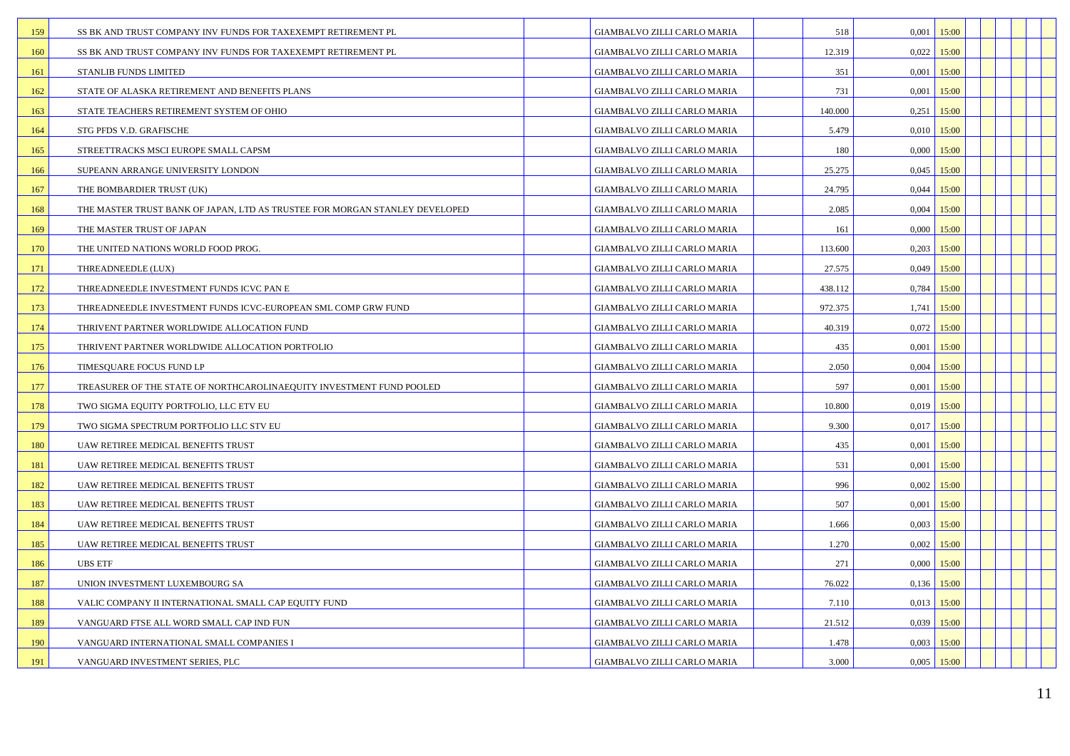| | | | | | | | | | | | | |
|---|---|---|---|---|---|---|---|---|---|---|---|---|
| 159 | SS BK AND TRUST COMPANY INV FUNDS FOR TAXEXEMPT RETIREMENT PL | | GIAMBALVO ZILLI CARLO MARIA | | 518 | 0,001 | 15:00 | | | | | |
| 160 | SS BK AND TRUST COMPANY INV FUNDS FOR TAXEXEMPT RETIREMENT PL | | GIAMBALVO ZILLI CARLO MARIA | | 12.319 | 0,022 | 15:00 | | | | | |
| 161 | STANLIB FUNDS LIMITED | | GIAMBALVO ZILLI CARLO MARIA | | 351 | 0,001 | 15:00 | | | | | |
| 162 | STATE OF ALASKA RETIREMENT AND BENEFITS PLANS | | GIAMBALVO ZILLI CARLO MARIA | | 731 | 0,001 | 15:00 | | | | | |
| 163 | STATE TEACHERS RETIREMENT SYSTEM OF OHIO | | GIAMBALVO ZILLI CARLO MARIA | | 140.000 | 0,251 | 15:00 | | | | | |
| 164 | STG PFDS V.D. GRAFISCHE | | GIAMBALVO ZILLI CARLO MARIA | | 5.479 | 0,010 | 15:00 | | | | | |
| 165 | STREETTRACKS MSCI EUROPE SMALL CAPSM | | GIAMBALVO ZILLI CARLO MARIA | | 180 | 0,000 | 15:00 | | | | | |
| 166 | SUPEANN ARRANGE UNIVERSITY LONDON | | GIAMBALVO ZILLI CARLO MARIA | | 25.275 | 0,045 | 15:00 | | | | | |
| 167 | THE BOMBARDIER TRUST (UK) | | GIAMBALVO ZILLI CARLO MARIA | | 24.795 | 0,044 | 15:00 | | | | | |
| 168 | THE MASTER TRUST BANK OF JAPAN, LTD AS TRUSTEE FOR MORGAN STANLEY DEVELOPED | | GIAMBALVO ZILLI CARLO MARIA | | 2.085 | 0,004 | 15:00 | | | | | |
| 169 | THE MASTER TRUST OF JAPAN | | GIAMBALVO ZILLI CARLO MARIA | | 161 | 0,000 | 15:00 | | | | | |
| 170 | THE UNITED NATIONS WORLD FOOD PROG. | | GIAMBALVO ZILLI CARLO MARIA | | 113.600 | 0,203 | 15:00 | | | | | |
| 171 | THREADNEEDLE (LUX) | | GIAMBALVO ZILLI CARLO MARIA | | 27.575 | 0,049 | 15:00 | | | | | |
| 172 | THREADNEEDLE INVESTMENT FUNDS ICVC PAN E | | GIAMBALVO ZILLI CARLO MARIA | | 438.112 | 0,784 | 15:00 | | | | | |
| 173 | THREADNEEDLE INVESTMENT FUNDS ICVC-EUROPEAN SML COMP GRW FUND | | GIAMBALVO ZILLI CARLO MARIA | | 972.375 | 1,741 | 15:00 | | | | | |
| 174 | THRIVENT PARTNER WORLDWIDE ALLOCATION FUND | | GIAMBALVO ZILLI CARLO MARIA | | 40.319 | 0,072 | 15:00 | | | | | |
| 175 | THRIVENT PARTNER WORLDWIDE ALLOCATION PORTFOLIO | | GIAMBALVO ZILLI CARLO MARIA | | 435 | 0,001 | 15:00 | | | | | |
| 176 | TIMESQUARE FOCUS FUND LP | | GIAMBALVO ZILLI CARLO MARIA | | 2.050 | 0,004 | 15:00 | | | | | |
| 177 | TREASURER OF THE STATE OF NORTHCAROLINAEQUITY INVESTMENT FUND POOLED | | GIAMBALVO ZILLI CARLO MARIA | | 597 | 0,001 | 15:00 | | | | | |
| 178 | TWO SIGMA EQUITY PORTFOLIO, LLC ETV EU | | GIAMBALVO ZILLI CARLO MARIA | | 10.800 | 0,019 | 15:00 | | | | | |
| 179 | TWO SIGMA SPECTRUM PORTFOLIO LLC STV EU | | GIAMBALVO ZILLI CARLO MARIA | | 9.300 | 0,017 | 15:00 | | | | | |
| 180 | UAW RETIREE MEDICAL BENEFITS TRUST | | GIAMBALVO ZILLI CARLO MARIA | | 435 | 0,001 | 15:00 | | | | | |
| 181 | UAW RETIREE MEDICAL BENEFITS TRUST | | GIAMBALVO ZILLI CARLO MARIA | | 531 | 0,001 | 15:00 | | | | | |
| 182 | UAW RETIREE MEDICAL BENEFITS TRUST | | GIAMBALVO ZILLI CARLO MARIA | | 996 | 0,002 | 15:00 | | | | | |
| 183 | UAW RETIREE MEDICAL BENEFITS TRUST | | GIAMBALVO ZILLI CARLO MARIA | | 507 | 0,001 | 15:00 | | | | | |
| 184 | UAW RETIREE MEDICAL BENEFITS TRUST | | GIAMBALVO ZILLI CARLO MARIA | | 1.666 | 0,003 | 15:00 | | | | | |
| 185 | UAW RETIREE MEDICAL BENEFITS TRUST | | GIAMBALVO ZILLI CARLO MARIA | | 1.270 | 0,002 | 15:00 | | | | | |
| 186 | UBS ETF | | GIAMBALVO ZILLI CARLO MARIA | | 271 | 0,000 | 15:00 | | | | | |
| 187 | UNION INVESTMENT LUXEMBOURG SA | | GIAMBALVO ZILLI CARLO MARIA | | 76.022 | 0,136 | 15:00 | | | | | |
| 188 | VALIC COMPANY II INTERNATIONAL SMALL CAP EQUITY FUND | | GIAMBALVO ZILLI CARLO MARIA | | 7.110 | 0,013 | 15:00 | | | | | |
| 189 | VANGUARD FTSE ALL WORD SMALL CAP IND FUN | | GIAMBALVO ZILLI CARLO MARIA | | 21.512 | 0,039 | 15:00 | | | | | |
| 190 | VANGUARD INTERNATIONAL SMALL COMPANIES I | | GIAMBALVO ZILLI CARLO MARIA | | 1.478 | 0,003 | 15:00 | | | | | |
| 191 | VANGUARD INVESTMENT SERIES, PLC | | GIAMBALVO ZILLI CARLO MARIA | | 3.000 | 0,005 | 15:00 | | | | | |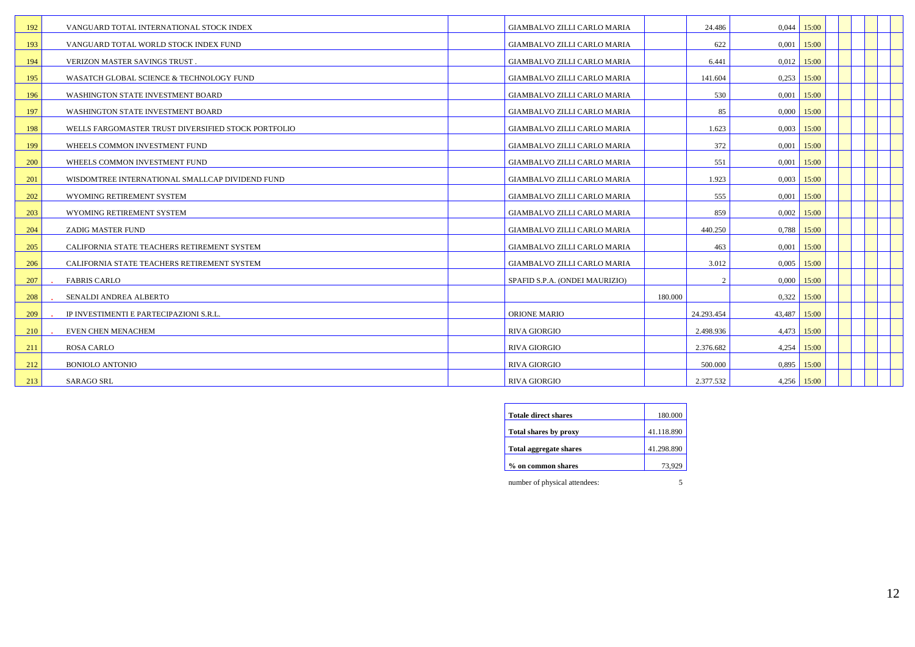| | | | | | | | | | | | | |
|---|---|---|---|---|---|---|---|---|---|---|---|---|
| 192 | VANGUARD TOTAL INTERNATIONAL STOCK INDEX | | GIAMBALVO ZILLI CARLO MARIA | | 24.486 | 0,044 | 15:00 | | | | | |
| 193 | VANGUARD TOTAL WORLD STOCK INDEX FUND | | GIAMBALVO ZILLI CARLO MARIA | | 622 | 0,001 | 15:00 | | | | | |
| 194 | VERIZON MASTER SAVINGS TRUST . | | GIAMBALVO ZILLI CARLO MARIA | | 6.441 | 0,012 | 15:00 | | | | | |
| 195 | WASATCH GLOBAL SCIENCE & TECHNOLOGY FUND | | GIAMBALVO ZILLI CARLO MARIA | | 141.604 | 0,253 | 15:00 | | | | | |
| 196 | WASHINGTON STATE INVESTMENT BOARD | | GIAMBALVO ZILLI CARLO MARIA | | 530 | 0,001 | 15:00 | | | | | |
| 197 | WASHINGTON STATE INVESTMENT BOARD | | GIAMBALVO ZILLI CARLO MARIA | | 85 | 0,000 | 15:00 | | | | | |
| 198 | WELLS FARGOMASTER TRUST DIVERSIFIED STOCK PORTFOLIO | | GIAMBALVO ZILLI CARLO MARIA | | 1.623 | 0,003 | 15:00 | | | | | |
| 199 | WHEELS COMMON INVESTMENT FUND | | GIAMBALVO ZILLI CARLO MARIA | | 372 | 0,001 | 15:00 | | | | | |
| 200 | WHEELS COMMON INVESTMENT FUND | | GIAMBALVO ZILLI CARLO MARIA | | 551 | 0,001 | 15:00 | | | | | |
| 201 | WISDOMTREE INTERNATIONAL SMALLCAP DIVIDEND FUND | | GIAMBALVO ZILLI CARLO MARIA | | 1.923 | 0,003 | 15:00 | | | | | |
| 202 | WYOMING RETIREMENT SYSTEM | | GIAMBALVO ZILLI CARLO MARIA | | 555 | 0,001 | 15:00 | | | | | |
| 203 | WYOMING RETIREMENT SYSTEM | | GIAMBALVO ZILLI CARLO MARIA | | 859 | 0,002 | 15:00 | | | | | |
| 204 | ZADIG MASTER FUND | | GIAMBALVO ZILLI CARLO MARIA | | 440.250 | 0,788 | 15:00 | | | | | |
| 205 | CALIFORNIA STATE TEACHERS RETIREMENT SYSTEM | | GIAMBALVO ZILLI CARLO MARIA | | 463 | 0,001 | 15:00 | | | | | |
| 206 | CALIFORNIA STATE TEACHERS RETIREMENT SYSTEM | | GIAMBALVO ZILLI CARLO MARIA | | 3.012 | 0,005 | 15:00 | | | | | |
| 207 | . FABRIS CARLO | | SPAFID S.P.A. (ONDEI MAURIZIO) | | 2 | 0,000 | 15:00 | | | | | |
| 208 | . SENALDI ANDREA ALBERTO | | | 180.000 | | 0,322 | 15:00 | | | | | |
| 209 | . IP INVESTIMENTI E PARTECIPAZIONI S.R.L. | | ORIONE MARIO | | 24.293.454 | 43,487 | 15:00 | | | | | |
| 210 | . EVEN CHEN MENACHEM | | RIVA GIORGIO | | 2.498.936 | 4,473 | 15:00 | | | | | |
| 211 | ROSA CARLO | | RIVA GIORGIO | | 2.376.682 | 4,254 | 15:00 | | | | | |
| 212 | BONIOLO ANTONIO | | RIVA GIORGIO | | 500.000 | 0,895 | 15:00 | | | | | |
| 213 | SARAGO SRL | | RIVA GIORGIO | | 2.377.532 | 4,256 | 15:00 | | | | | |

| | |
|---|---|
| **Totale direct shares** | 180.000 |
| **Total shares by proxy** | 41.118.890 |
| **Total aggregate shares** | 41.298.890 |
| **% on common shares** | 73,929 |

number of physical attendees: 5